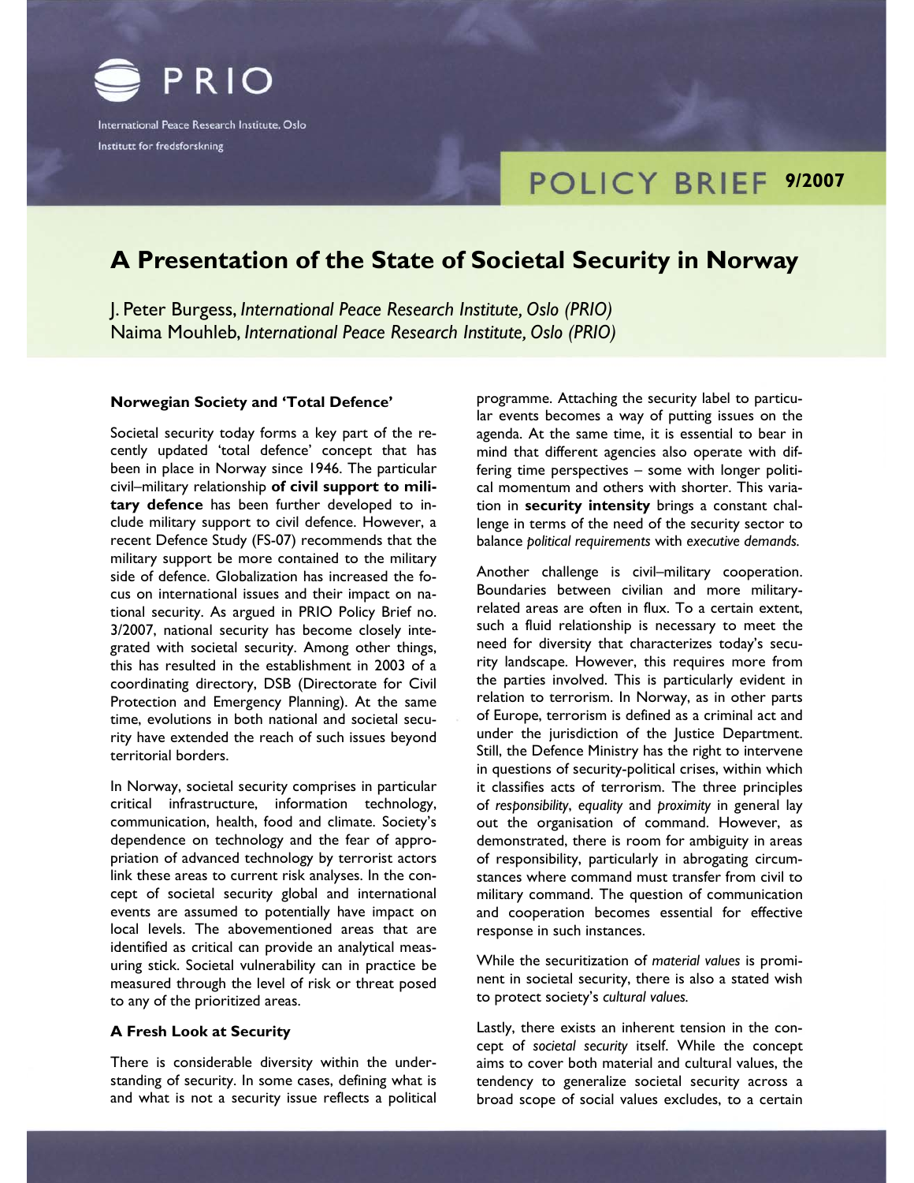PRIO

International Peace Research Institute, Oslo

Institutt for fredsforskning

POLICY BRIEF 9/2007

# A Presentation of the State of Societal Security in Norway

J. Peter Burgess, *International Peace Research Institute, Oslo (PRIO)*
Naima Mouhleb, *International Peace Research Institute, Oslo (PRIO)*

### Norwegian Society and 'Total Defence'

Societal security today forms a key part of the recently updated 'total defence' concept that has been in place in Norway since 1946. The particular civil–military relationship **of civil support to military defence** has been further developed to include military support to civil defence. However, a recent Defence Study (FS-07) recommends that the military support be more contained to the military side of defence. Globalization has increased the focus on international issues and their impact on national security. As argued in PRIO Policy Brief no. 3/2007, national security has become closely integrated with societal security. Among other things, this has resulted in the establishment in 2003 of a coordinating directory, DSB (Directorate for Civil Protection and Emergency Planning). At the same time, evolutions in both national and societal security have extended the reach of such issues beyond territorial borders.

In Norway, societal security comprises in particular critical infrastructure, information technology, communication, health, food and climate. Society's dependence on technology and the fear of appropriation of advanced technology by terrorist actors link these areas to current risk analyses. In the concept of societal security global and international events are assumed to potentially have impact on local levels. The abovementioned areas that are identified as critical can provide an analytical measuring stick. Societal vulnerability can in practice be measured through the level of risk or threat posed to any of the prioritized areas.

### A Fresh Look at Security

There is considerable diversity within the understanding of security. In some cases, defining what is and what is not a security issue reflects a political programme. Attaching the security label to particular events becomes a way of putting issues on the agenda. At the same time, it is essential to bear in mind that different agencies also operate with differing time perspectives – some with longer political momentum and others with shorter. This variation in **security intensity** brings a constant challenge in terms of the need of the security sector to balance *political requirements* with *executive demands.*

Another challenge is civil–military cooperation. Boundaries between civilian and more military-related areas are often in flux. To a certain extent, such a fluid relationship is necessary to meet the need for diversity that characterizes today's security landscape. However, this requires more from the parties involved. This is particularly evident in relation to terrorism. In Norway, as in other parts of Europe, terrorism is defined as a criminal act and under the jurisdiction of the Justice Department. Still, the Defence Ministry has the right to intervene in questions of security-political crises, within which it classifies acts of terrorism. The three principles of *responsibility*, *equality* and *proximity* in general lay out the organisation of command. However, as demonstrated, there is room for ambiguity in areas of responsibility, particularly in abrogating circumstances where command must transfer from civil to military command. The question of communication and cooperation becomes essential for effective response in such instances.

While the securitization of *material values* is prominent in societal security, there is also a stated wish to protect society's *cultural values.*

Lastly, there exists an inherent tension in the concept of *societal security* itself. While the concept aims to cover both material and cultural values, the tendency to generalize societal security across a broad scope of social values excludes, to a certain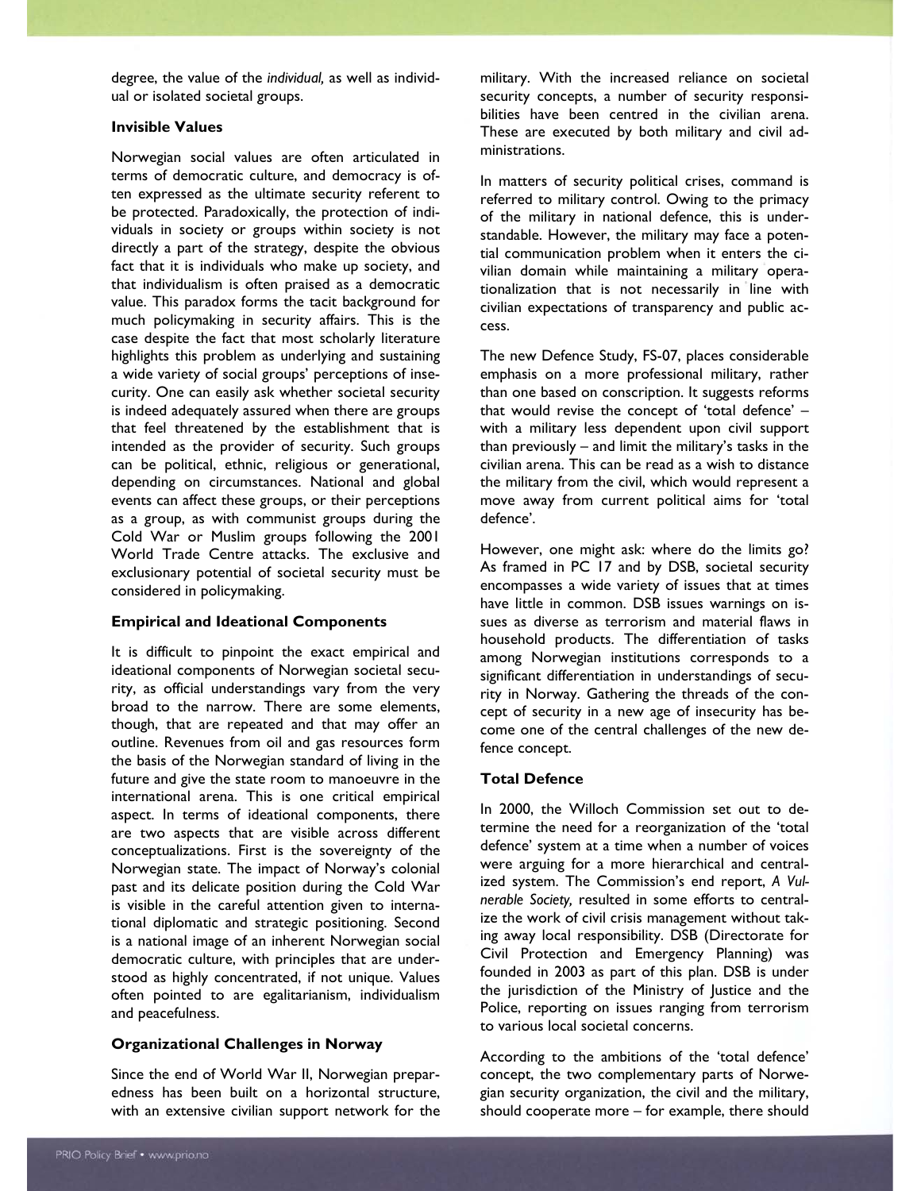degree, the value of the *individual,* as well as individual or isolated societal groups.

### Invisible Values

Norwegian social values are often articulated in terms of democratic culture, and democracy is often expressed as the ultimate security referent to be protected. Paradoxically, the protection of individuals in society or groups within society is not directly a part of the strategy, despite the obvious fact that it is individuals who make up society, and that individualism is often praised as a democratic value. This paradox forms the tacit background for much policymaking in security affairs. This is the case despite the fact that most scholarly literature highlights this problem as underlying and sustaining a wide variety of social groups' perceptions of insecurity. One can easily ask whether societal security is indeed adequately assured when there are groups that feel threatened by the establishment that is intended as the provider of security. Such groups can be political, ethnic, religious or generational, depending on circumstances. National and global events can affect these groups, or their perceptions as a group, as with communist groups during the Cold War or Muslim groups following the 2001 World Trade Centre attacks. The exclusive and exclusionary potential of societal security must be considered in policymaking.

### Empirical and Ideational Components

It is difficult to pinpoint the exact empirical and ideational components of Norwegian societal security, as official understandings vary from the very broad to the narrow. There are some elements, though, that are repeated and that may offer an outline. Revenues from oil and gas resources form the basis of the Norwegian standard of living in the future and give the state room to manoeuvre in the international arena. This is one critical empirical aspect. In terms of ideational components, there are two aspects that are visible across different conceptualizations. First is the sovereignty of the Norwegian state. The impact of Norway's colonial past and its delicate position during the Cold War is visible in the careful attention given to international diplomatic and strategic positioning. Second is a national image of an inherent Norwegian social democratic culture, with principles that are understood as highly concentrated, if not unique. Values often pointed to are egalitarianism, individualism and peacefulness.

### Organizational Challenges in Norway

Since the end of World War II, Norwegian preparedness has been built on a horizontal structure, with an extensive civilian support network for the military. With the increased reliance on societal security concepts, a number of security responsibilities have been centred in the civilian arena. These are executed by both military and civil administrations.

In matters of security political crises, command is referred to military control. Owing to the primacy of the military in national defence, this is understandable. However, the military may face a potential communication problem when it enters the civilian domain while maintaining a military operationalization that is not necessarily in line with civilian expectations of transparency and public access.

The new Defence Study, FS-07, places considerable emphasis on a more professional military, rather than one based on conscription. It suggests reforms that would revise the concept of 'total defence' – with a military less dependent upon civil support than previously – and limit the military's tasks in the civilian arena. This can be read as a wish to distance the military from the civil, which would represent a move away from current political aims for 'total defence'.

However, one might ask: where do the limits go? As framed in PC 17 and by DSB, societal security encompasses a wide variety of issues that at times have little in common. DSB issues warnings on issues as diverse as terrorism and material flaws in household products. The differentiation of tasks among Norwegian institutions corresponds to a significant differentiation in understandings of security in Norway. Gathering the threads of the concept of security in a new age of insecurity has become one of the central challenges of the new defence concept.

### Total Defence

In 2000, the Willoch Commission set out to determine the need for a reorganization of the 'total defence' system at a time when a number of voices were arguing for a more hierarchical and centralized system. The Commission's end report, *A Vulnerable Society,* resulted in some efforts to centralize the work of civil crisis management without taking away local responsibility. DSB (Directorate for Civil Protection and Emergency Planning) was founded in 2003 as part of this plan. DSB is under the jurisdiction of the Ministry of Justice and the Police, reporting on issues ranging from terrorism to various local societal concerns.

According to the ambitions of the 'total defence' concept, the two complementary parts of Norwegian security organization, the civil and the military, should cooperate more – for example, there should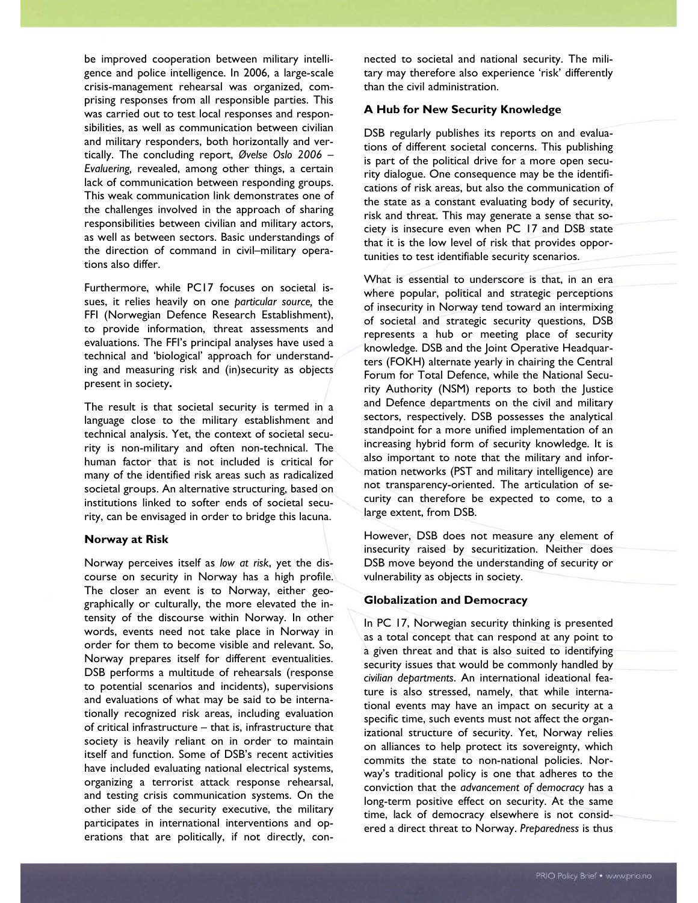be improved cooperation between military intelligence and police intelligence. In 2006, a large-scale crisis-management rehearsal was organized, comprising responses from all responsible parties. This was carried out to test local responses and responsibilities, as well as communication between civilian and military responders, both horizontally and vertically. The concluding report, *Øvelse Oslo 2006 – Evaluering,* revealed, among other things, a certain lack of communication between responding groups. This weak communication link demonstrates one of the challenges involved in the approach of sharing responsibilities between civilian and military actors, as well as between sectors. Basic understandings of the direction of command in civil–military operations also differ.

Furthermore, while PC17 focuses on societal issues, it relies heavily on one *particular source,* the FFI (Norwegian Defence Research Establishment), to provide information, threat assessments and evaluations. The FFI's principal analyses have used a technical and 'biological' approach for understanding and measuring risk and (in)security as objects present in society**.**

The result is that societal security is termed in a language close to the military establishment and technical analysis. Yet, the context of societal security is non-military and often non-technical. The human factor that is not included is critical for many of the identified risk areas such as radicalized societal groups. An alternative structuring, based on institutions linked to softer ends of societal security, can be envisaged in order to bridge this lacuna.

### Norway at Risk

Norway perceives itself as *low at risk*, yet the discourse on security in Norway has a high profile. The closer an event is to Norway, either geographically or culturally, the more elevated the intensity of the discourse within Norway. In other words, events need not take place in Norway in order for them to become visible and relevant. So, Norway prepares itself for different eventualities. DSB performs a multitude of rehearsals (response to potential scenarios and incidents), supervisions and evaluations of what may be said to be internationally recognized risk areas, including evaluation of critical infrastructure – that is, infrastructure that society is heavily reliant on in order to maintain itself and function. Some of DSB's recent activities have included evaluating national electrical systems, organizing a terrorist attack response rehearsal, and testing crisis communication systems. On the other side of the security executive, the military participates in international interventions and operations that are politically, if not directly, connected to societal and national security. The military may therefore also experience 'risk' differently than the civil administration.

### A Hub for New Security Knowledge

DSB regularly publishes its reports on and evaluations of different societal concerns. This publishing is part of the political drive for a more open security dialogue. One consequence may be the identifications of risk areas, but also the communication of the state as a constant evaluating body of security, risk and threat. This may generate a sense that society is insecure even when PC 17 and DSB state that it is the low level of risk that provides opportunities to test identifiable security scenarios.

What is essential to underscore is that, in an era where popular, political and strategic perceptions of insecurity in Norway tend toward an intermixing of societal and strategic security questions, DSB represents a hub or meeting place of security knowledge. DSB and the Joint Operative Headquarters (FOKH) alternate yearly in chairing the Central Forum for Total Defence, while the National Security Authority (NSM) reports to both the Justice and Defence departments on the civil and military sectors, respectively. DSB possesses the analytical standpoint for a more unified implementation of an increasing hybrid form of security knowledge. It is also important to note that the military and information networks (PST and military intelligence) are not transparency-oriented. The articulation of security can therefore be expected to come, to a large extent, from DSB.

However, DSB does not measure any element of insecurity raised by securitization. Neither does DSB move beyond the understanding of security or vulnerability as objects in society.

### Globalization and Democracy

In PC 17, Norwegian security thinking is presented as a total concept that can respond at any point to a given threat and that is also suited to identifying security issues that would be commonly handled by *civilian departments*. An international ideational feature is also stressed, namely, that while international events may have an impact on security at a specific time, such events must not affect the organizational structure of security. Yet, Norway relies on alliances to help protect its sovereignty, which commits the state to non-national policies. Norway's traditional policy is one that adheres to the conviction that the *advancement of democracy* has a long-term positive effect on security. At the same time, lack of democracy elsewhere is not considered a direct threat to Norway. *Preparedness* is thus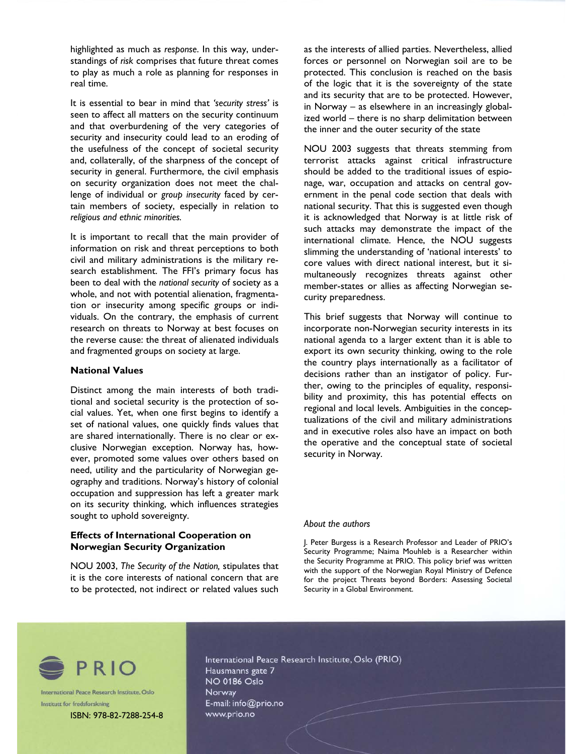highlighted as much as *response*. In this way, understandings of *risk* comprises that future threat comes to play as much a role as planning for responses in real time.

It is essential to bear in mind that *'security stress'* is seen to affect all matters on the security continuum and that overburdening of the very categories of security and insecurity could lead to an eroding of the usefulness of the concept of societal security and, collaterally, of the sharpness of the concept of security in general. Furthermore, the civil emphasis on security organization does not meet the challenge of individual or *group insecurity* faced by certain members of society, especially in relation to *religious and ethnic minorities.*

It is important to recall that the main provider of information on risk and threat perceptions to both civil and military administrations is the military research establishment. The FFI's primary focus has been to deal with the *national security* of society as a whole, and not with potential alienation, fragmentation or insecurity among specific groups or individuals. On the contrary, the emphasis of current research on threats to Norway at best focuses on the reverse cause: the threat of alienated individuals and fragmented groups on society at large.

### National Values

Distinct among the main interests of both traditional and societal security is the protection of social values. Yet, when one first begins to identify a set of national values, one quickly finds values that are shared internationally. There is no clear or exclusive Norwegian exception. Norway has, however, promoted some values over others based on need, utility and the particularity of Norwegian geography and traditions. Norway's history of colonial occupation and suppression has left a greater mark on its security thinking, which influences strategies sought to uphold sovereignty.

### Effects of International Cooperation on Norwegian Security Organization

NOU 2003, *The Security of the Nation,* stipulates that it is the core interests of national concern that are to be protected, not indirect or related values such as the interests of allied parties. Nevertheless, allied forces or personnel on Norwegian soil are to be protected. This conclusion is reached on the basis of the logic that it is the sovereignty of the state and its security that are to be protected. However, in Norway – as elsewhere in an increasingly globalized world – there is no sharp delimitation between the inner and the outer security of the state

NOU 2003 suggests that threats stemming from terrorist attacks against critical infrastructure should be added to the traditional issues of espionage, war, occupation and attacks on central government in the penal code section that deals with national security. That this is suggested even though it is acknowledged that Norway is at little risk of such attacks may demonstrate the impact of the international climate. Hence, the NOU suggests slimming the understanding of 'national interests' to core values with direct national interest, but it simultaneously recognizes threats against other member-states or allies as affecting Norwegian security preparedness.

This brief suggests that Norway will continue to incorporate non-Norwegian security interests in its national agenda to a larger extent than it is able to export its own security thinking, owing to the role the country plays internationally as a facilitator of decisions rather than an instigator of policy. Further, owing to the principles of equality, responsibility and proximity, this has potential effects on regional and local levels. Ambiguities in the conceptualizations of the civil and military administrations and in executive roles also have an impact on both the operative and the conceptual state of societal security in Norway.

*About the authors*

J. Peter Burgess is a Research Professor and Leader of PRIO's Security Programme; Naima Mouhleb is a Researcher within the Security Programme at PRIO. This policy brief was written with the support of the Norwegian Royal Ministry of Defence for the project Threats beyond Borders: Assessing Societal Security in a Global Environment.

PRIO

International Peace Research Institute, Oslo
Institutt for fredsforskning
ISBN: 978-82-7288-254-8

International Peace Research Institute, Oslo (PRIO)
Hausmanns gate 7
NO 0186 Oslo
Norway
E-mail: info@prio.no
www.prio.no